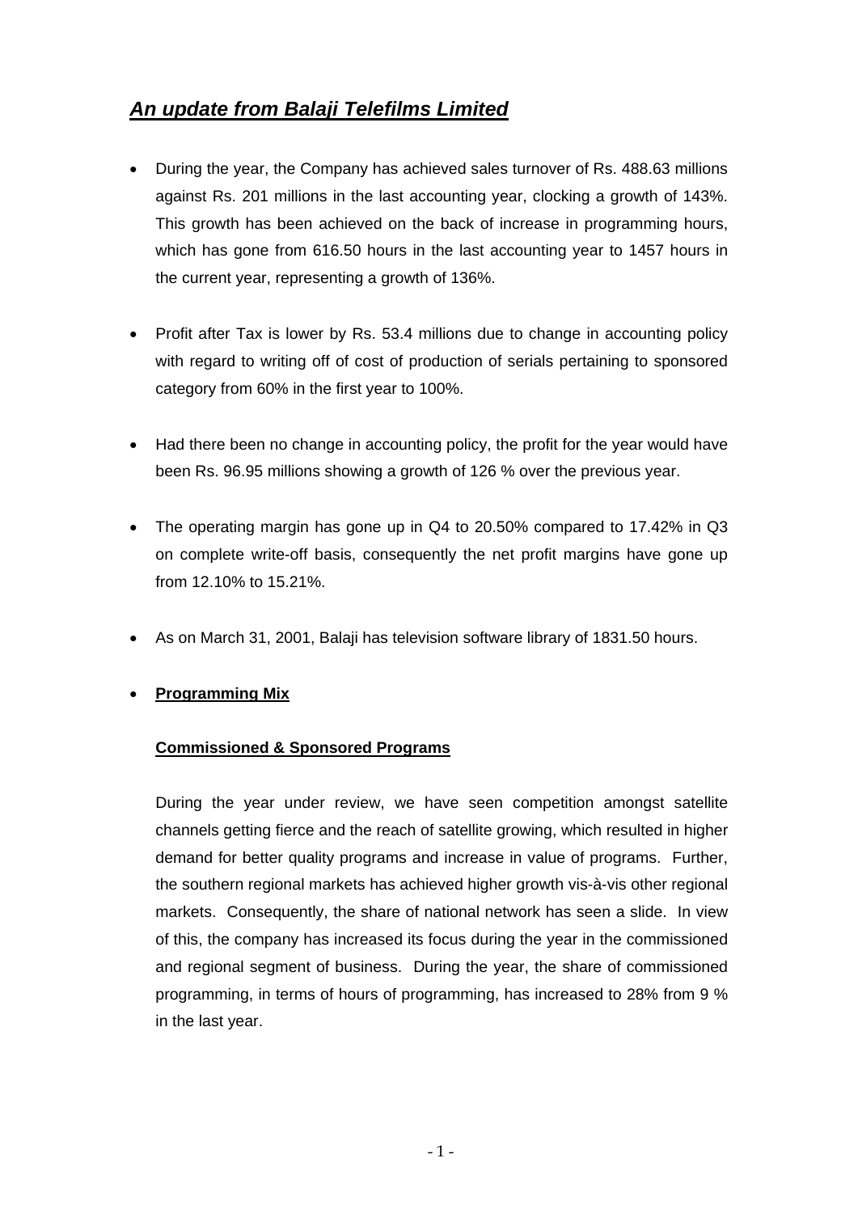# ***An update from Balaji Telefilms Limited***

- During the year, the Company has achieved sales turnover of Rs. 488.63 millions against Rs. 201 millions in the last accounting year, clocking a growth of 143%. This growth has been achieved on the back of increase in programming hours, which has gone from 616.50 hours in the last accounting year to 1457 hours in the current year, representing a growth of 136%.

- Profit after Tax is lower by Rs. 53.4 millions due to change in accounting policy with regard to writing off of cost of production of serials pertaining to sponsored category from 60% in the first year to 100%.

- Had there been no change in accounting policy, the profit for the year would have been Rs. 96.95 millions showing a growth of 126 % over the previous year.

- The operating margin has gone up in Q4 to 20.50% compared to 17.42% in Q3 on complete write-off basis, consequently the net profit margins have gone up from 12.10% to 15.21%.

- As on March 31, 2001, Balaji has television software library of 1831.50 hours.

- **Programming Mix**

  **Commissioned & Sponsored Programs**

  During the year under review, we have seen competition amongst satellite channels getting fierce and the reach of satellite growing, which resulted in higher demand for better quality programs and increase in value of programs. Further, the southern regional markets has achieved higher growth vis-à-vis other regional markets. Consequently, the share of national network has seen a slide. In view of this, the company has increased its focus during the year in the commissioned and regional segment of business. During the year, the share of commissioned programming, in terms of hours of programming, has increased to 28% from 9 % in the last year.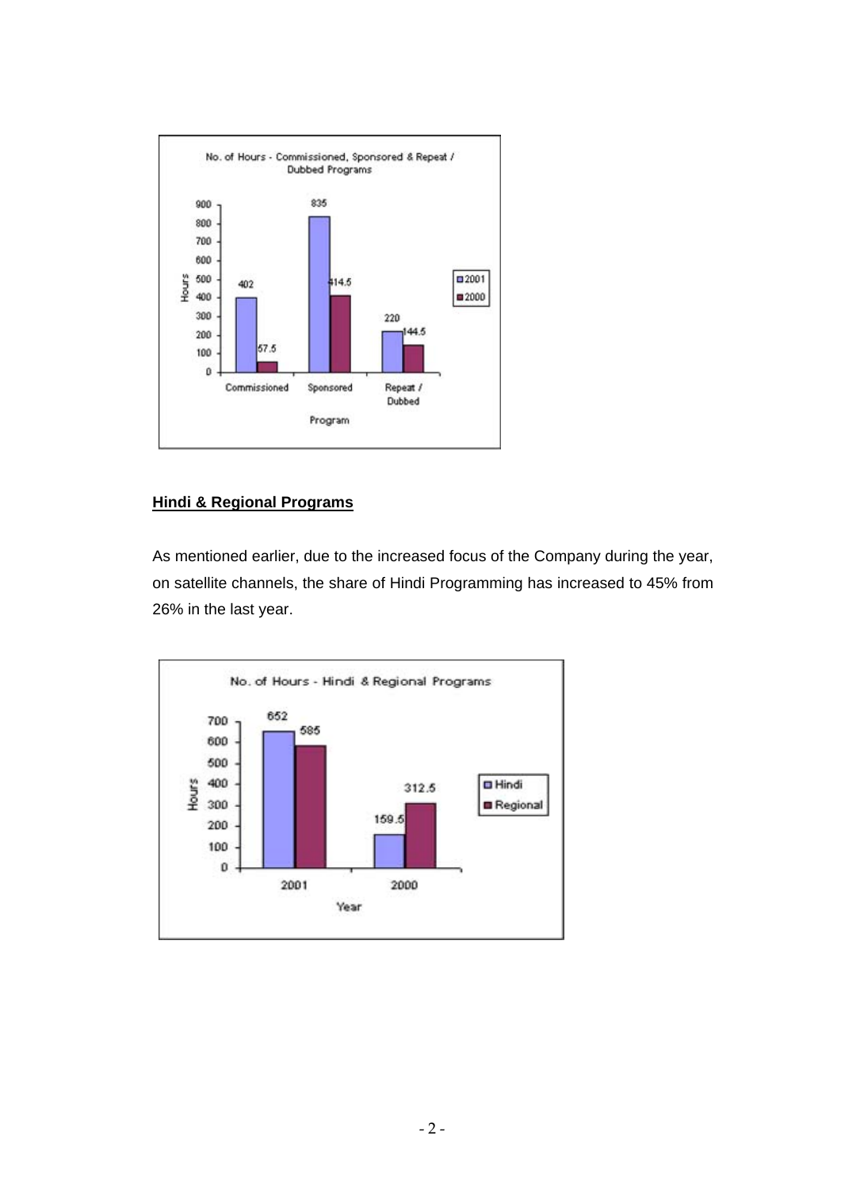**No. of Hours - Commissioned, Sponsored & Repeat / Dubbed Programs**

| Program | 2001 | 2000 |
| --- | --- | --- |
| Commissioned | 402 | 57.5 |
| Sponsored | 835 | 414.5 |
| Repeat / Dubbed | 220 | 144.5 |

## Hindi & Regional Programs

As mentioned earlier, due to the increased focus of the Company during the year, on satellite channels, the share of Hindi Programming has increased to 45% from 26% in the last year.

**No. of Hours - Hindi & Regional Programs**

| Year | Hindi | Regional |
| --- | --- | --- |
| 2001 | 652 | 585 |
| 2000 | 159.5 | 312.5 |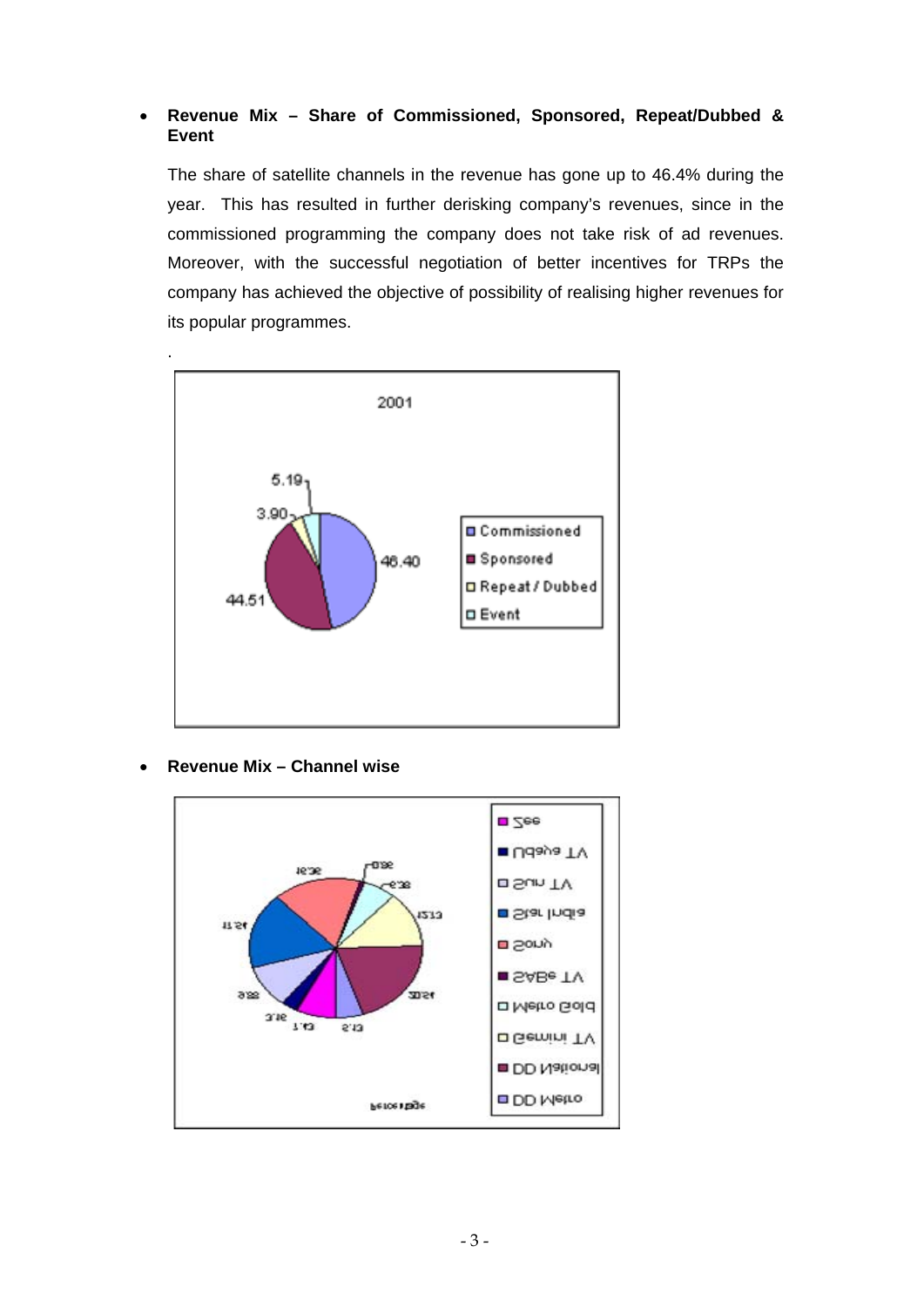- **Revenue Mix – Share of Commissioned, Sponsored, Repeat/Dubbed & Event**

  The share of satellite channels in the revenue has gone up to 46.4% during the year. This has resulted in further derisking company's revenues, since in the commissioned programming the company does not take risk of ad revenues. Moreover, with the successful negotiation of better incentives for TRPs the company has achieved the objective of possibility of realising higher revenues for its popular programmes.

  .

  2001

  | Category | Share |
  | --- | --- |
  | Commissioned | 46.40 |
  | Sponsored | 44.51 |
  | Repeat / Dubbed | 3.90 |
  | Event | 5.19 |

- **Revenue Mix – Channel wise**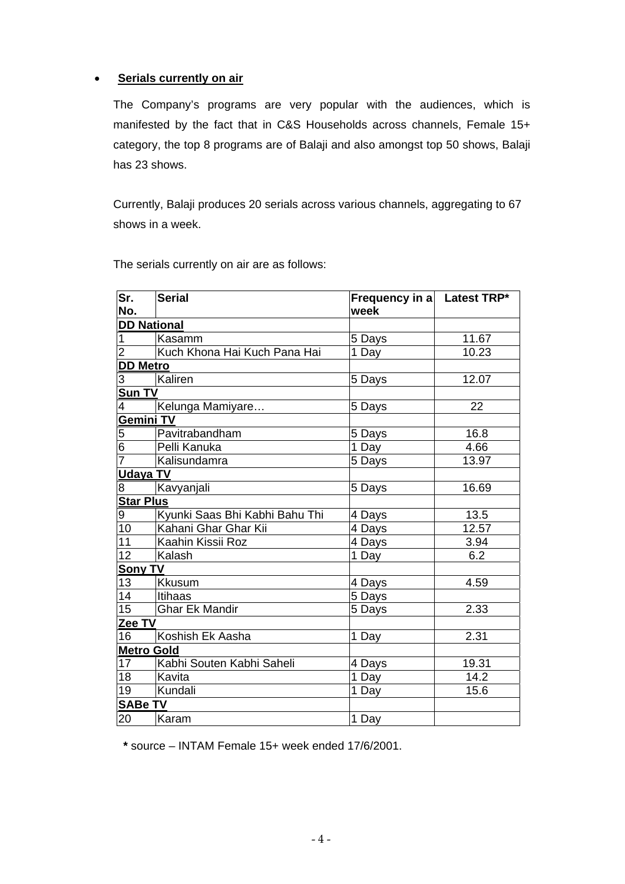- **Serials currently on air**

The Company's programs are very popular with the audiences, which is manifested by the fact that in C&S Households across channels, Female 15+ category, the top 8 programs are of Balaji and also amongst top 50 shows, Balaji has 23 shows.

Currently, Balaji produces 20 serials across various channels, aggregating to 67 shows in a week.

The serials currently on air are as follows:

| Sr. No. | Serial | Frequency in a week | Latest TRP* |
|---|---|---|---|
| **DD National** | | | |
| 1 | Kasamm | 5 Days | 11.67 |
| 2 | Kuch Khona Hai Kuch Pana Hai | 1 Day | 10.23 |
| **DD Metro** | | | |
| 3 | Kaliren | 5 Days | 12.07 |
| **Sun TV** | | | |
| 4 | Kelunga Mamiyare… | 5 Days | 22 |
| **Gemini TV** | | | |
| 5 | Pavitrabandham | 5 Days | 16.8 |
| 6 | Pelli Kanuka | 1 Day | 4.66 |
| 7 | Kalisundamra | 5 Days | 13.97 |
| **Udaya TV** | | | |
| 8 | Kavyanjali | 5 Days | 16.69 |
| **Star Plus** | | | |
| 9 | Kyunki Saas Bhi Kabhi Bahu Thi | 4 Days | 13.5 |
| 10 | Kahani Ghar Ghar Kii | 4 Days | 12.57 |
| 11 | Kaahin Kissii Roz | 4 Days | 3.94 |
| 12 | Kalash | 1 Day | 6.2 |
| **Sony TV** | | | |
| 13 | Kkusum | 4 Days | 4.59 |
| 14 | Itihaas | 5 Days | |
| 15 | Ghar Ek Mandir | 5 Days | 2.33 |
| **Zee TV** | | | |
| 16 | Koshish Ek Aasha | 1 Day | 2.31 |
| **Metro Gold** | | | |
| 17 | Kabhi Souten Kabhi Saheli | 4 Days | 19.31 |
| 18 | Kavita | 1 Day | 14.2 |
| 19 | Kundali | 1 Day | 15.6 |
| **SABe TV** | | | |
| 20 | Karam | 1 Day | |

**\*** source – INTAM Female 15+ week ended 17/6/2001.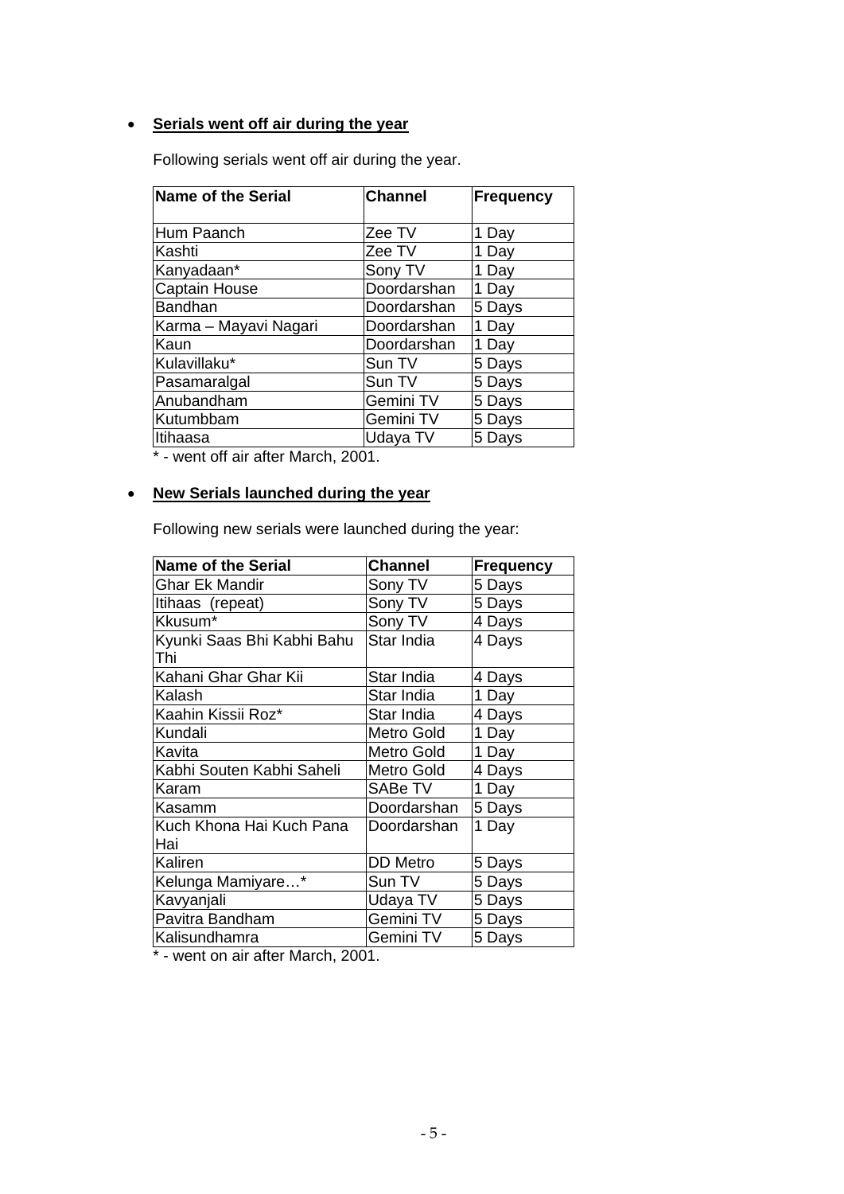- **Serials went off air during the year**

  Following serials went off air during the year.

| Name of the Serial | Channel | Frequency |
|---|---|---|
| Hum Paanch | Zee TV | 1 Day |
| Kashti | Zee TV | 1 Day |
| Kanyadaan* | Sony TV | 1 Day |
| Captain House | Doordarshan | 1 Day |
| Bandhan | Doordarshan | 5 Days |
| Karma – Mayavi Nagari | Doordarshan | 1 Day |
| Kaun | Doordarshan | 1 Day |
| Kulavillaku* | Sun TV | 5 Days |
| Pasamaralgal | Sun TV | 5 Days |
| Anubandham | Gemini TV | 5 Days |
| Kutumbbam | Gemini TV | 5 Days |
| Itihaasa | Udaya TV | 5 Days |

\* - went off air after March, 2001.

- **New Serials launched during the year**

  Following new serials were launched during the year:

| Name of the Serial | Channel | Frequency |
|---|---|---|
| Ghar Ek Mandir | Sony TV | 5 Days |
| Itihaas (repeat) | Sony TV | 5 Days |
| Kkusum* | Sony TV | 4 Days |
| Kyunki Saas Bhi Kabhi Bahu Thi | Star India | 4 Days |
| Kahani Ghar Ghar Kii | Star India | 4 Days |
| Kalash | Star India | 1 Day |
| Kaahin Kissii Roz* | Star India | 4 Days |
| Kundali | Metro Gold | 1 Day |
| Kavita | Metro Gold | 1 Day |
| Kabhi Souten Kabhi Saheli | Metro Gold | 4 Days |
| Karam | SABe TV | 1 Day |
| Kasamm | Doordarshan | 5 Days |
| Kuch Khona Hai Kuch Pana Hai | Doordarshan | 1 Day |
| Kaliren | DD Metro | 5 Days |
| Kelunga Mamiyare…* | Sun TV | 5 Days |
| Kavyanjali | Udaya TV | 5 Days |
| Pavitra Bandham | Gemini TV | 5 Days |
| Kalisundhamra | Gemini TV | 5 Days |

\* - went on air after March, 2001.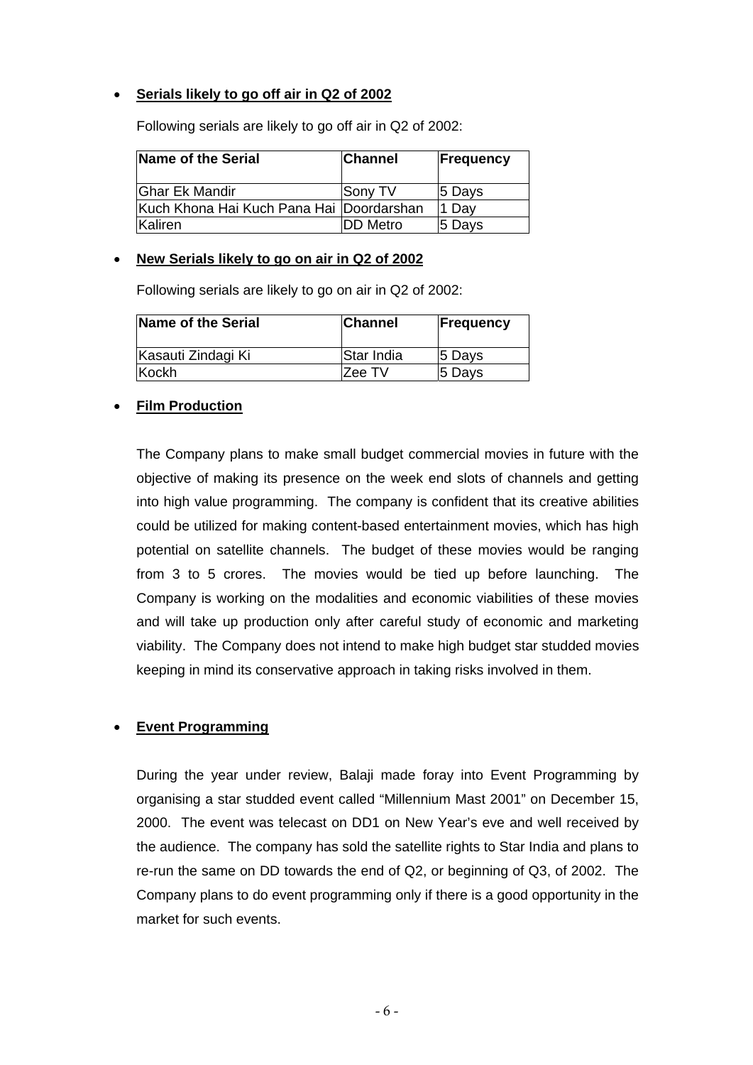- **Serials likely to go off air in Q2 of 2002**

  Following serials are likely to go off air in Q2 of 2002:

| Name of the Serial | Channel | Frequency |
|---|---|---|
| Ghar Ek Mandir | Sony TV | 5 Days |
| Kuch Khona Hai Kuch Pana Hai | Doordarshan | 1 Day |
| Kaliren | DD Metro | 5 Days |

- **New Serials likely to go on air in Q2 of 2002**

  Following serials are likely to go on air in Q2 of 2002:

| Name of the Serial | Channel | Frequency |
|---|---|---|
| Kasauti Zindagi Ki | Star India | 5 Days |
| Kockh | Zee TV | 5 Days |

- **Film Production**

  The Company plans to make small budget commercial movies in future with the objective of making its presence on the week end slots of channels and getting into high value programming. The company is confident that its creative abilities could be utilized for making content-based entertainment movies, which has high potential on satellite channels. The budget of these movies would be ranging from 3 to 5 crores. The movies would be tied up before launching. The Company is working on the modalities and economic viabilities of these movies and will take up production only after careful study of economic and marketing viability. The Company does not intend to make high budget star studded movies keeping in mind its conservative approach in taking risks involved in them.

- **Event Programming**

  During the year under review, Balaji made foray into Event Programming by organising a star studded event called "Millennium Mast 2001" on December 15, 2000. The event was telecast on DD1 on New Year's eve and well received by the audience. The company has sold the satellite rights to Star India and plans to re-run the same on DD towards the end of Q2, or beginning of Q3, of 2002. The Company plans to do event programming only if there is a good opportunity in the market for such events.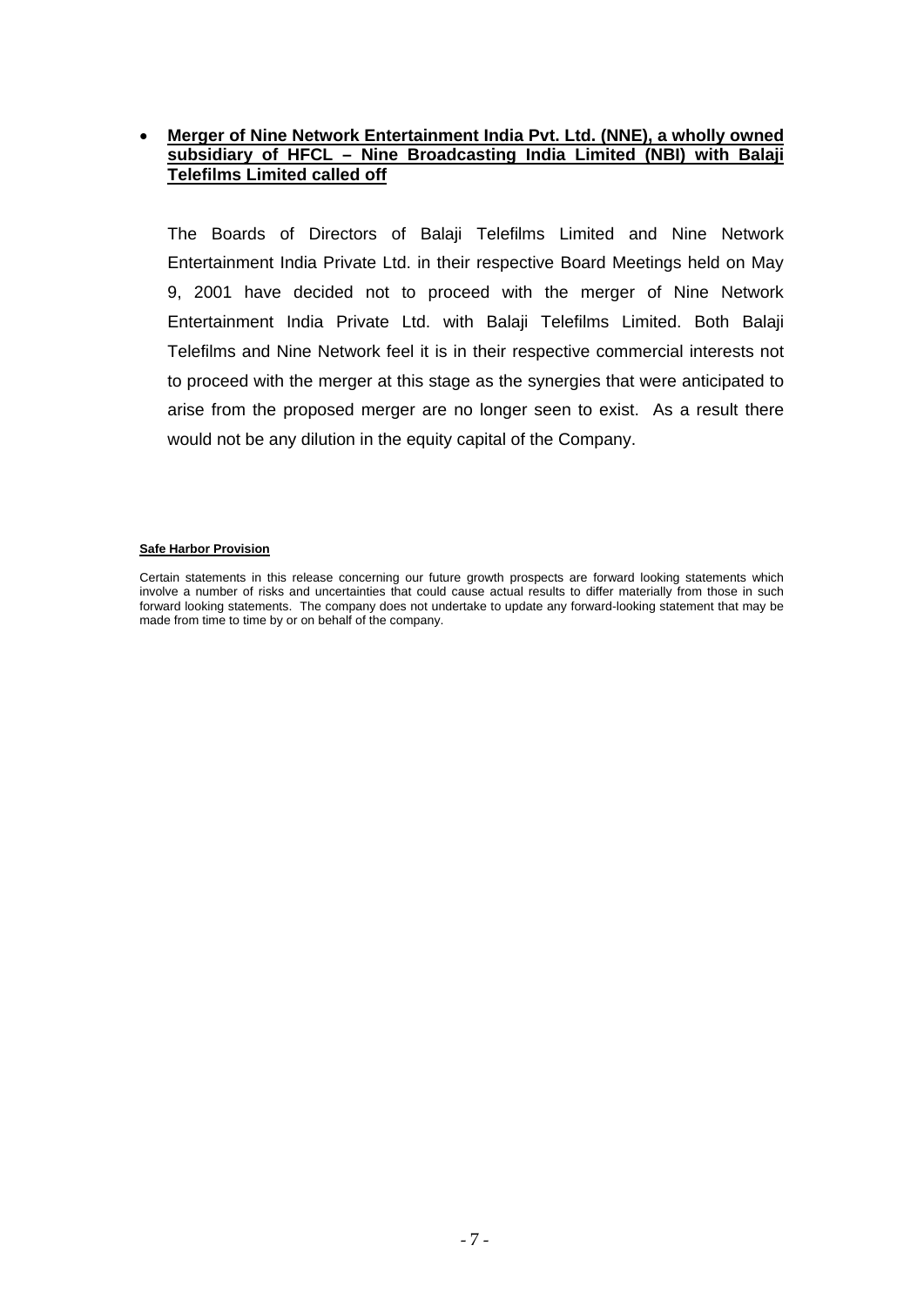- **Merger of Nine Network Entertainment India Pvt. Ltd. (NNE), a wholly owned subsidiary of HFCL – Nine Broadcasting India Limited (NBI) with Balaji Telefilms Limited called off**

  The Boards of Directors of Balaji Telefilms Limited and Nine Network Entertainment India Private Ltd. in their respective Board Meetings held on May 9, 2001 have decided not to proceed with the merger of Nine Network Entertainment India Private Ltd. with Balaji Telefilms Limited. Both Balaji Telefilms and Nine Network feel it is in their respective commercial interests not to proceed with the merger at this stage as the synergies that were anticipated to arise from the proposed merger are no longer seen to exist. As a result there would not be any dilution in the equity capital of the Company.

**Safe Harbor Provision**

Certain statements in this release concerning our future growth prospects are forward looking statements which involve a number of risks and uncertainties that could cause actual results to differ materially from those in such forward looking statements. The company does not undertake to update any forward-looking statement that may be made from time to time by or on behalf of the company.